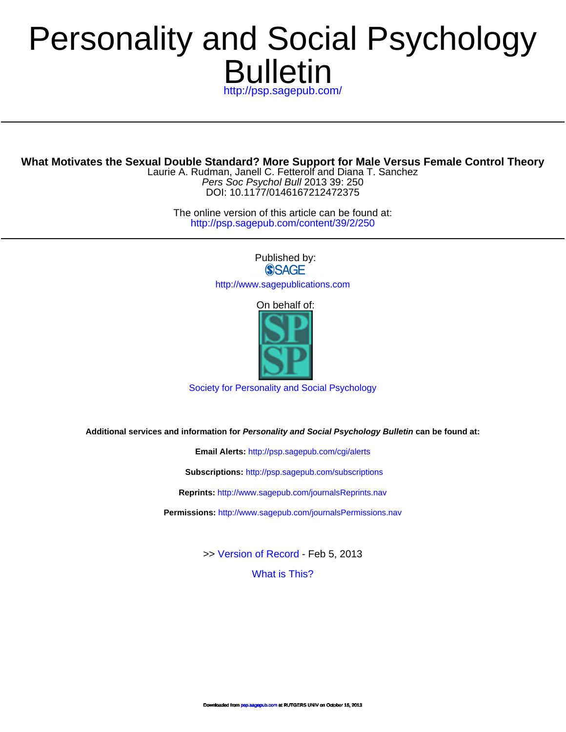# Personality and Social Psychology Bulletin

http://psp.sagepub.com/

## What Motivates the Sexual Double Standard? More Support for Male Versus Female Control Theory

Laurie A. Rudman, Janell C. Fetterolf and Diana T. Sanchez

*Pers Soc Psychol Bull* 2013 39: 250

DOI: 10.1177/0146167212472375

The online version of this article can be found at:

http://psp.sagepub.com/content/39/2/250

Published by:

SAGE

http://www.sagepublications.com

On behalf of:

Society for Personality and Social Psychology

**Additional services and information for *Personality and Social Psychology Bulletin* can be found at:**

**Email Alerts:** http://psp.sagepub.com/cgi/alerts

**Subscriptions:** http://psp.sagepub.com/subscriptions

**Reprints:** http://www.sagepub.com/journalsReprints.nav

**Permissions:** http://www.sagepub.com/journalsPermissions.nav

>> Version of Record - Feb 5, 2013

What is This?

Downloaded from psp.sagepub.com at RUTGERS UNIV on October 15, 2013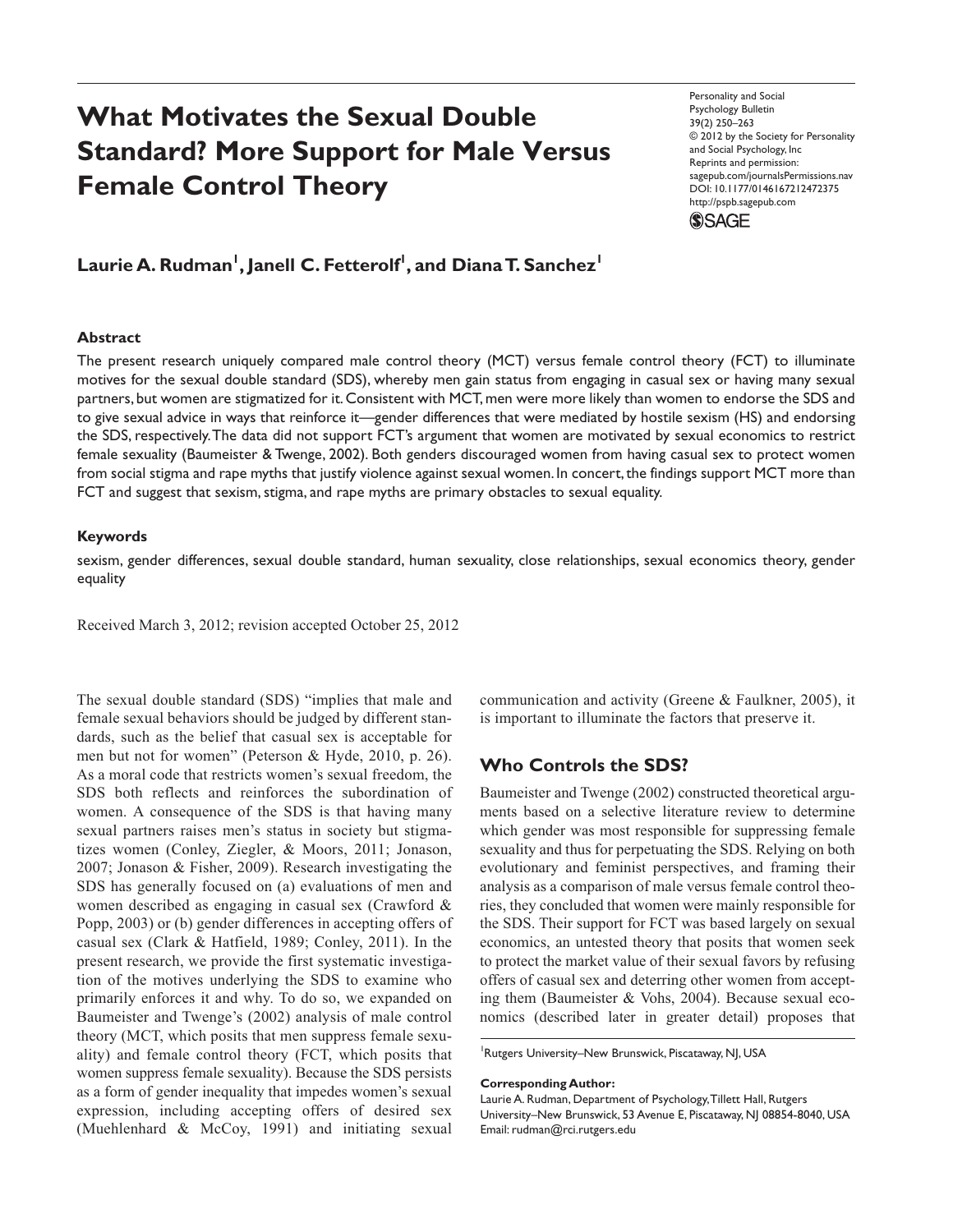# What Motivates the Sexual Double Standard? More Support for Male Versus Female Control Theory

Personality and Social Psychology Bulletin
39(2) 250–263
© 2012 by the Society for Personality and Social Psychology, Inc
Reprints and permission: sagepub.com/journalsPermissions.nav
DOI: 10.1177/0146167212472375
http://pspb.sagepub.com

**Laurie A. Rudman[1], Janell C. Fetterolf[1], and Diana T. Sanchez[1]**

### Abstract

The present research uniquely compared male control theory (MCT) versus female control theory (FCT) to illuminate motives for the sexual double standard (SDS), whereby men gain status from engaging in casual sex or having many sexual partners, but women are stigmatized for it. Consistent with MCT, men were more likely than women to endorse the SDS and to give sexual advice in ways that reinforce it—gender differences that were mediated by hostile sexism (HS) and endorsing the SDS, respectively. The data did not support FCT's argument that women are motivated by sexual economics to restrict female sexuality (Baumeister & Twenge, 2002). Both genders discouraged women from having casual sex to protect women from social stigma and rape myths that justify violence against sexual women. In concert, the findings support MCT more than FCT and suggest that sexism, stigma, and rape myths are primary obstacles to sexual equality.

### Keywords

sexism, gender differences, sexual double standard, human sexuality, close relationships, sexual economics theory, gender equality

Received March 3, 2012; revision accepted October 25, 2012

The sexual double standard (SDS) "implies that male and female sexual behaviors should be judged by different standards, such as the belief that casual sex is acceptable for men but not for women" (Peterson & Hyde, 2010, p. 26). As a moral code that restricts women's sexual freedom, the SDS both reflects and reinforces the subordination of women. A consequence of the SDS is that having many sexual partners raises men's status in society but stigmatizes women (Conley, Ziegler, & Moors, 2011; Jonason, 2007; Jonason & Fisher, 2009). Research investigating the SDS has generally focused on (a) evaluations of men and women described as engaging in casual sex (Crawford & Popp, 2003) or (b) gender differences in accepting offers of casual sex (Clark & Hatfield, 1989; Conley, 2011). In the present research, we provide the first systematic investigation of the motives underlying the SDS to examine who primarily enforces it and why. To do so, we expanded on Baumeister and Twenge's (2002) analysis of male control theory (MCT, which posits that men suppress female sexuality) and female control theory (FCT, which posits that women suppress female sexuality). Because the SDS persists as a form of gender inequality that impedes women's sexual expression, including accepting offers of desired sex (Muehlenhard & McCoy, 1991) and initiating sexual communication and activity (Greene & Faulkner, 2005), it is important to illuminate the factors that preserve it.

## Who Controls the SDS?

Baumeister and Twenge (2002) constructed theoretical arguments based on a selective literature review to determine which gender was most responsible for suppressing female sexuality and thus for perpetuating the SDS. Relying on both evolutionary and feminist perspectives, and framing their analysis as a comparison of male versus female control theories, they concluded that women were mainly responsible for the SDS. Their support for FCT was based largely on sexual economics, an untested theory that posits that women seek to protect the market value of their sexual favors by refusing offers of casual sex and deterring other women from accepting them (Baumeister & Vohs, 2004). Because sexual economics (described later in greater detail) proposes that

[1]Rutgers University–New Brunswick, Piscataway, NJ, USA

**Corresponding Author:**
Laurie A. Rudman, Department of Psychology, Tillett Hall, Rutgers University–New Brunswick, 53 Avenue E, Piscataway, NJ 08854-8040, USA
Email: rudman@rci.rutgers.edu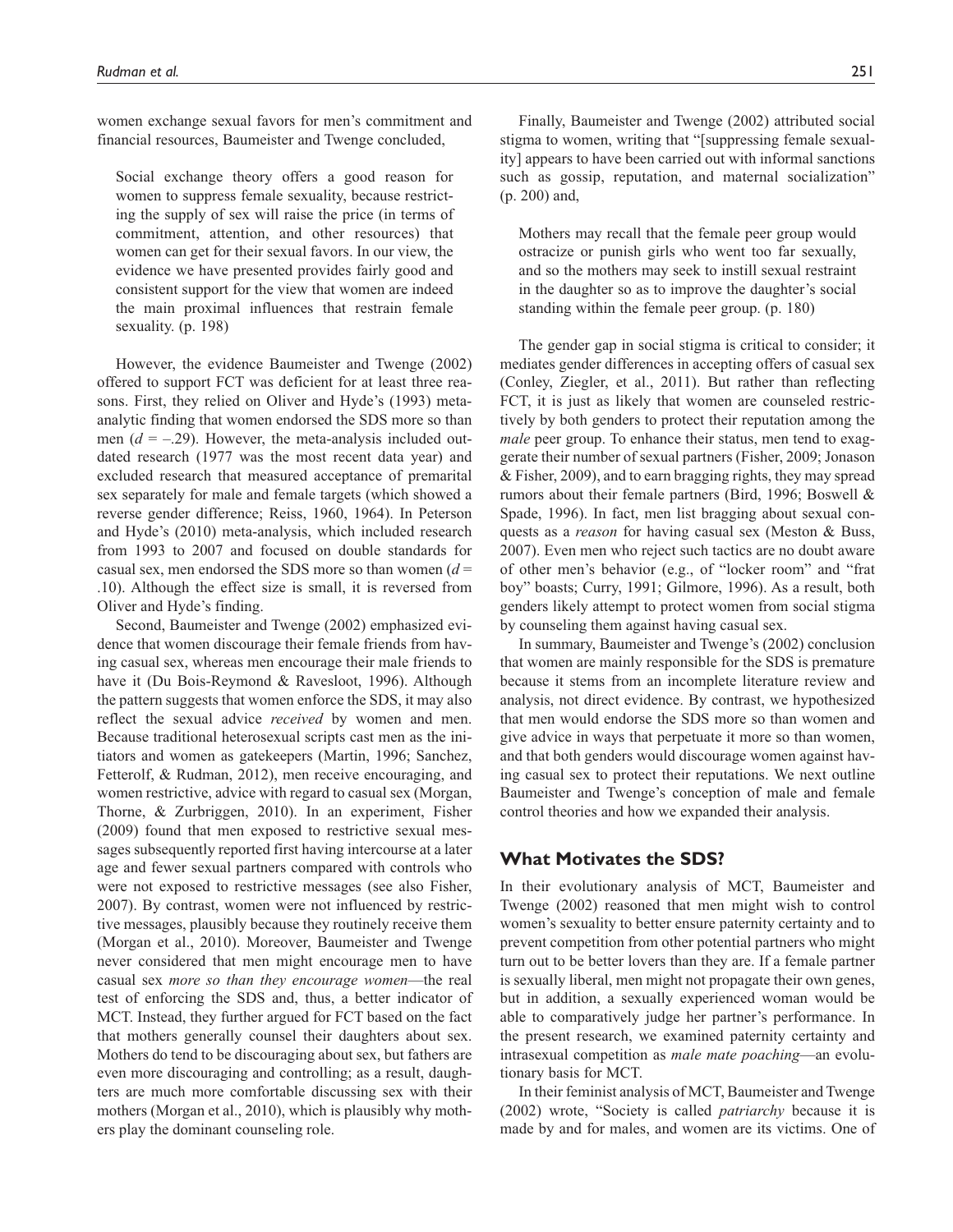women exchange sexual favors for men's commitment and financial resources, Baumeister and Twenge concluded,

> Social exchange theory offers a good reason for women to suppress female sexuality, because restricting the supply of sex will raise the price (in terms of commitment, attention, and other resources) that women can get for their sexual favors. In our view, the evidence we have presented provides fairly good and consistent support for the view that women are indeed the main proximal influences that restrain female sexuality. (p. 198)

However, the evidence Baumeister and Twenge (2002) offered to support FCT was deficient for at least three reasons. First, they relied on Oliver and Hyde's (1993) meta-analytic finding that women endorsed the SDS more so than men ($d = -.29$). However, the meta-analysis included outdated research (1977 was the most recent data year) and excluded research that measured acceptance of premarital sex separately for male and female targets (which showed a reverse gender difference; Reiss, 1960, 1964). In Peterson and Hyde's (2010) meta-analysis, which included research from 1993 to 2007 and focused on double standards for casual sex, men endorsed the SDS more so than women ($d = .10$). Although the effect size is small, it is reversed from Oliver and Hyde's finding.

Second, Baumeister and Twenge (2002) emphasized evidence that women discourage their female friends from having casual sex, whereas men encourage their male friends to have it (Du Bois-Reymond & Ravesloot, 1996). Although the pattern suggests that women enforce the SDS, it may also reflect the sexual advice *received* by women and men. Because traditional heterosexual scripts cast men as the initiators and women as gatekeepers (Martin, 1996; Sanchez, Fetterolf, & Rudman, 2012), men receive encouraging, and women restrictive, advice with regard to casual sex (Morgan, Thorne, & Zurbriggen, 2010). In an experiment, Fisher (2009) found that men exposed to restrictive sexual messages subsequently reported first having intercourse at a later age and fewer sexual partners compared with controls who were not exposed to restrictive messages (see also Fisher, 2007). By contrast, women were not influenced by restrictive messages, plausibly because they routinely receive them (Morgan et al., 2010). Moreover, Baumeister and Twenge never considered that men might encourage men to have casual sex *more so than they encourage women*—the real test of enforcing the SDS and, thus, a better indicator of MCT. Instead, they further argued for FCT based on the fact that mothers generally counsel their daughters about sex. Mothers do tend to be discouraging about sex, but fathers are even more discouraging and controlling; as a result, daughters are much more comfortable discussing sex with their mothers (Morgan et al., 2010), which is plausibly why mothers play the dominant counseling role.

Finally, Baumeister and Twenge (2002) attributed social stigma to women, writing that "[suppressing female sexuality] appears to have been carried out with informal sanctions such as gossip, reputation, and maternal socialization" (p. 200) and,

> Mothers may recall that the female peer group would ostracize or punish girls who went too far sexually, and so the mothers may seek to instill sexual restraint in the daughter so as to improve the daughter's social standing within the female peer group. (p. 180)

The gender gap in social stigma is critical to consider; it mediates gender differences in accepting offers of casual sex (Conley, Ziegler, et al., 2011). But rather than reflecting FCT, it is just as likely that women are counseled restrictively by both genders to protect their reputation among the *male* peer group. To enhance their status, men tend to exaggerate their number of sexual partners (Fisher, 2009; Jonason & Fisher, 2009), and to earn bragging rights, they may spread rumors about their female partners (Bird, 1996; Boswell & Spade, 1996). In fact, men list bragging about sexual conquests as a *reason* for having casual sex (Meston & Buss, 2007). Even men who reject such tactics are no doubt aware of other men's behavior (e.g., of "locker room" and "frat boy" boasts; Curry, 1991; Gilmore, 1996). As a result, both genders likely attempt to protect women from social stigma by counseling them against having casual sex.

In summary, Baumeister and Twenge's (2002) conclusion that women are mainly responsible for the SDS is premature because it stems from an incomplete literature review and analysis, not direct evidence. By contrast, we hypothesized that men would endorse the SDS more so than women and give advice in ways that perpetuate it more so than women, and that both genders would discourage women against having casual sex to protect their reputations. We next outline Baumeister and Twenge's conception of male and female control theories and how we expanded their analysis.

## What Motivates the SDS?

In their evolutionary analysis of MCT, Baumeister and Twenge (2002) reasoned that men might wish to control women's sexuality to better ensure paternity certainty and to prevent competition from other potential partners who might turn out to be better lovers than they are. If a female partner is sexually liberal, men might not propagate their own genes, but in addition, a sexually experienced woman would be able to comparatively judge her partner's performance. In the present research, we examined paternity certainty and intrasexual competition as *male mate poaching*—an evolutionary basis for MCT.

In their feminist analysis of MCT, Baumeister and Twenge (2002) wrote, "Society is called *patriarchy* because it is made by and for males, and women are its victims. One of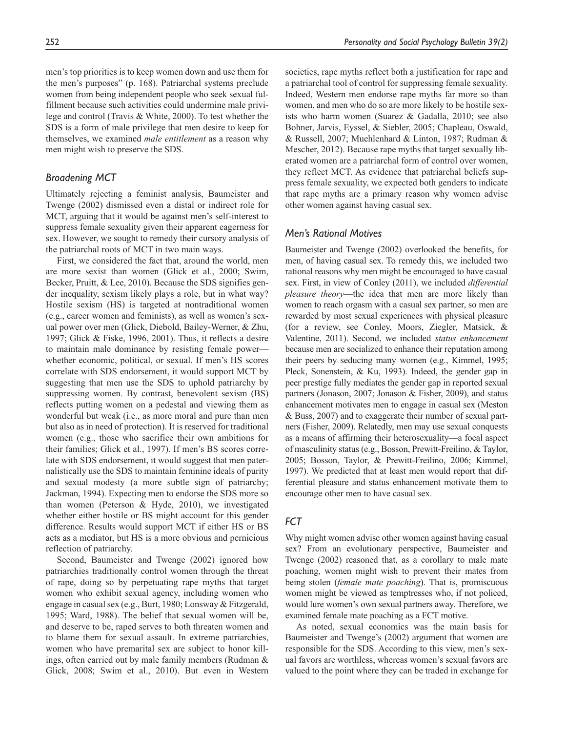men's top priorities is to keep women down and use them for the men's purposes" (p. 168). Patriarchal systems preclude women from being independent people who seek sexual fulfillment because such activities could undermine male privilege and control (Travis & White, 2000). To test whether the SDS is a form of male privilege that men desire to keep for themselves, we examined *male entitlement* as a reason why men might wish to preserve the SDS.

## Broadening MCT

Ultimately rejecting a feminist analysis, Baumeister and Twenge (2002) dismissed even a distal or indirect role for MCT, arguing that it would be against men's self-interest to suppress female sexuality given their apparent eagerness for sex. However, we sought to remedy their cursory analysis of the patriarchal roots of MCT in two main ways.

First, we considered the fact that, around the world, men are more sexist than women (Glick et al., 2000; Swim, Becker, Pruitt, & Lee, 2010). Because the SDS signifies gender inequality, sexism likely plays a role, but in what way? Hostile sexism (HS) is targeted at nontraditional women (e.g., career women and feminists), as well as women's sexual power over men (Glick, Diebold, Bailey-Werner, & Zhu, 1997; Glick & Fiske, 1996, 2001). Thus, it reflects a desire to maintain male dominance by resisting female power—whether economic, political, or sexual. If men's HS scores correlate with SDS endorsement, it would support MCT by suggesting that men use the SDS to uphold patriarchy by suppressing women. By contrast, benevolent sexism (BS) reflects putting women on a pedestal and viewing them as wonderful but weak (i.e., as more moral and pure than men but also as in need of protection). It is reserved for traditional women (e.g., those who sacrifice their own ambitions for their families; Glick et al., 1997). If men's BS scores correlate with SDS endorsement, it would suggest that men paternalistically use the SDS to maintain feminine ideals of purity and sexual modesty (a more subtle sign of patriarchy; Jackman, 1994). Expecting men to endorse the SDS more so than women (Peterson & Hyde, 2010), we investigated whether either hostile or BS might account for this gender difference. Results would support MCT if either HS or BS acts as a mediator, but HS is a more obvious and pernicious reflection of patriarchy.

Second, Baumeister and Twenge (2002) ignored how patriarchies traditionally control women through the threat of rape, doing so by perpetuating rape myths that target women who exhibit sexual agency, including women who engage in casual sex (e.g., Burt, 1980; Lonsway & Fitzgerald, 1995; Ward, 1988). The belief that sexual women will be, and deserve to be, raped serves to both threaten women and to blame them for sexual assault. In extreme patriarchies, women who have premarital sex are subject to honor killings, often carried out by male family members (Rudman & Glick, 2008; Swim et al., 2010). But even in Western societies, rape myths reflect both a justification for rape and a patriarchal tool of control for suppressing female sexuality. Indeed, Western men endorse rape myths far more so than women, and men who do so are more likely to be hostile sexists who harm women (Suarez & Gadalla, 2010; see also Bohner, Jarvis, Eyssel, & Siebler, 2005; Chapleau, Oswald, & Russell, 2007; Muehlenhard & Linton, 1987; Rudman & Mescher, 2012). Because rape myths that target sexually liberated women are a patriarchal form of control over women, they reflect MCT. As evidence that patriarchal beliefs suppress female sexuality, we expected both genders to indicate that rape myths are a primary reason why women advise other women against having casual sex.

## Men's Rational Motives

Baumeister and Twenge (2002) overlooked the benefits, for men, of having casual sex. To remedy this, we included two rational reasons why men might be encouraged to have casual sex. First, in view of Conley (2011), we included *differential pleasure theory*—the idea that men are more likely than women to reach orgasm with a casual sex partner, so men are rewarded by most sexual experiences with physical pleasure (for a review, see Conley, Moors, Ziegler, Matsick, & Valentine, 2011). Second, we included *status enhancement* because men are socialized to enhance their reputation among their peers by seducing many women (e.g., Kimmel, 1995; Pleck, Sonenstein, & Ku, 1993). Indeed, the gender gap in peer prestige fully mediates the gender gap in reported sexual partners (Jonason, 2007; Jonason & Fisher, 2009), and status enhancement motivates men to engage in casual sex (Meston & Buss, 2007) and to exaggerate their number of sexual partners (Fisher, 2009). Relatedly, men may use sexual conquests as a means of affirming their heterosexuality—a focal aspect of masculinity status (e.g., Bosson, Prewitt-Freilino, & Taylor, 2005; Bosson, Taylor, & Prewitt-Freilino, 2006; Kimmel, 1997). We predicted that at least men would report that differential pleasure and status enhancement motivate them to encourage other men to have casual sex.

## FCT

Why might women advise other women against having casual sex? From an evolutionary perspective, Baumeister and Twenge (2002) reasoned that, as a corollary to male mate poaching, women might wish to prevent their mates from being stolen (*female mate poaching*). That is, promiscuous women might be viewed as temptresses who, if not policed, would lure women's own sexual partners away. Therefore, we examined female mate poaching as a FCT motive.

As noted, sexual economics was the main basis for Baumeister and Twenge's (2002) argument that women are responsible for the SDS. According to this view, men's sexual favors are worthless, whereas women's sexual favors are valued to the point where they can be traded in exchange for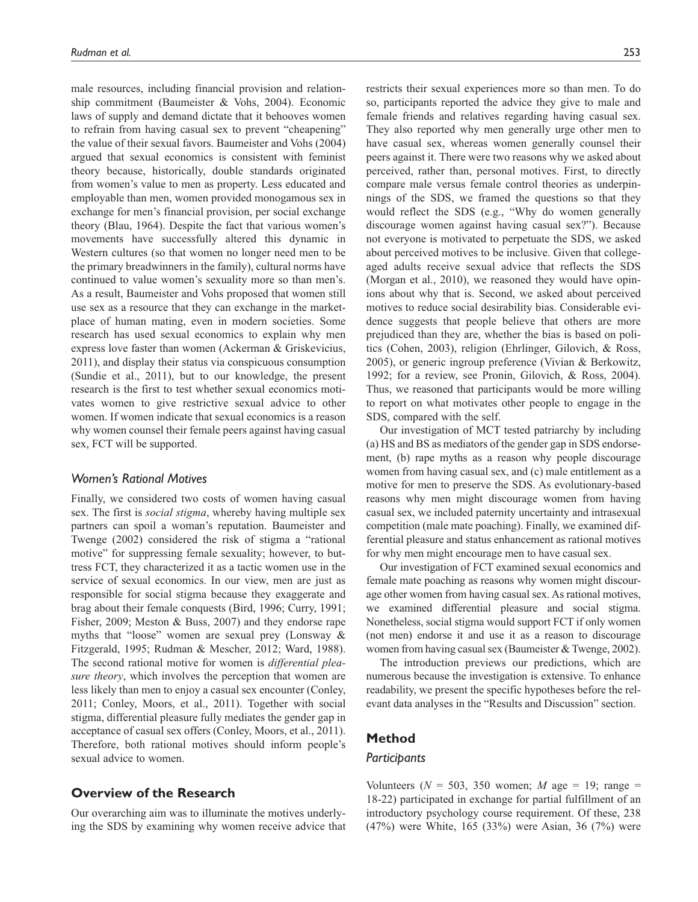male resources, including financial provision and relationship commitment (Baumeister & Vohs, 2004). Economic laws of supply and demand dictate that it behooves women to refrain from having casual sex to prevent "cheapening" the value of their sexual favors. Baumeister and Vohs (2004) argued that sexual economics is consistent with feminist theory because, historically, double standards originated from women's value to men as property. Less educated and employable than men, women provided monogamous sex in exchange for men's financial provision, per social exchange theory (Blau, 1964). Despite the fact that various women's movements have successfully altered this dynamic in Western cultures (so that women no longer need men to be the primary breadwinners in the family), cultural norms have continued to value women's sexuality more so than men's. As a result, Baumeister and Vohs proposed that women still use sex as a resource that they can exchange in the marketplace of human mating, even in modern societies. Some research has used sexual economics to explain why men express love faster than women (Ackerman & Griskevicius, 2011), and display their status via conspicuous consumption (Sundie et al., 2011), but to our knowledge, the present research is the first to test whether sexual economics motivates women to give restrictive sexual advice to other women. If women indicate that sexual economics is a reason why women counsel their female peers against having casual sex, FCT will be supported.

### Women's Rational Motives

Finally, we considered two costs of women having casual sex. The first is *social stigma*, whereby having multiple sex partners can spoil a woman's reputation. Baumeister and Twenge (2002) considered the risk of stigma a "rational motive" for suppressing female sexuality; however, to buttress FCT, they characterized it as a tactic women use in the service of sexual economics. In our view, men are just as responsible for social stigma because they exaggerate and brag about their female conquests (Bird, 1996; Curry, 1991; Fisher, 2009; Meston & Buss, 2007) and they endorse rape myths that "loose" women are sexual prey (Lonsway & Fitzgerald, 1995; Rudman & Mescher, 2012; Ward, 1988). The second rational motive for women is *differential pleasure theory*, which involves the perception that women are less likely than men to enjoy a casual sex encounter (Conley, 2011; Conley, Moors, et al., 2011). Together with social stigma, differential pleasure fully mediates the gender gap in acceptance of casual sex offers (Conley, Moors, et al., 2011). Therefore, both rational motives should inform people's sexual advice to women.

## Overview of the Research

Our overarching aim was to illuminate the motives underlying the SDS by examining why women receive advice that restricts their sexual experiences more so than men. To do so, participants reported the advice they give to male and female friends and relatives regarding having casual sex. They also reported why men generally urge other men to have casual sex, whereas women generally counsel their peers against it. There were two reasons why we asked about perceived, rather than, personal motives. First, to directly compare male versus female control theories as underpinnings of the SDS, we framed the questions so that they would reflect the SDS (e.g., "Why do women generally discourage women against having casual sex?"). Because not everyone is motivated to perpetuate the SDS, we asked about perceived motives to be inclusive. Given that college-aged adults receive sexual advice that reflects the SDS (Morgan et al., 2010), we reasoned they would have opinions about why that is. Second, we asked about perceived motives to reduce social desirability bias. Considerable evidence suggests that people believe that others are more prejudiced than they are, whether the bias is based on politics (Cohen, 2003), religion (Ehrlinger, Gilovich, & Ross, 2005), or generic ingroup preference (Vivian & Berkowitz, 1992; for a review, see Pronin, Gilovich, & Ross, 2004). Thus, we reasoned that participants would be more willing to report on what motivates other people to engage in the SDS, compared with the self.

Our investigation of MCT tested patriarchy by including (a) HS and BS as mediators of the gender gap in SDS endorsement, (b) rape myths as a reason why people discourage women from having casual sex, and (c) male entitlement as a motive for men to preserve the SDS. As evolutionary-based reasons why men might discourage women from having casual sex, we included paternity uncertainty and intrasexual competition (male mate poaching). Finally, we examined differential pleasure and status enhancement as rational motives for why men might encourage men to have casual sex.

Our investigation of FCT examined sexual economics and female mate poaching as reasons why women might discourage other women from having casual sex. As rational motives, we examined differential pleasure and social stigma. Nonetheless, social stigma would support FCT if only women (not men) endorse it and use it as a reason to discourage women from having casual sex (Baumeister & Twenge, 2002).

The introduction previews our predictions, which are numerous because the investigation is extensive. To enhance readability, we present the specific hypotheses before the relevant data analyses in the "Results and Discussion" section.

## Method

### Participants

Volunteers ($N$ = 503, 350 women; $M$ age = 19; range = 18-22) participated in exchange for partial fulfillment of an introductory psychology course requirement. Of these, 238 (47%) were White, 165 (33%) were Asian, 36 (7%) were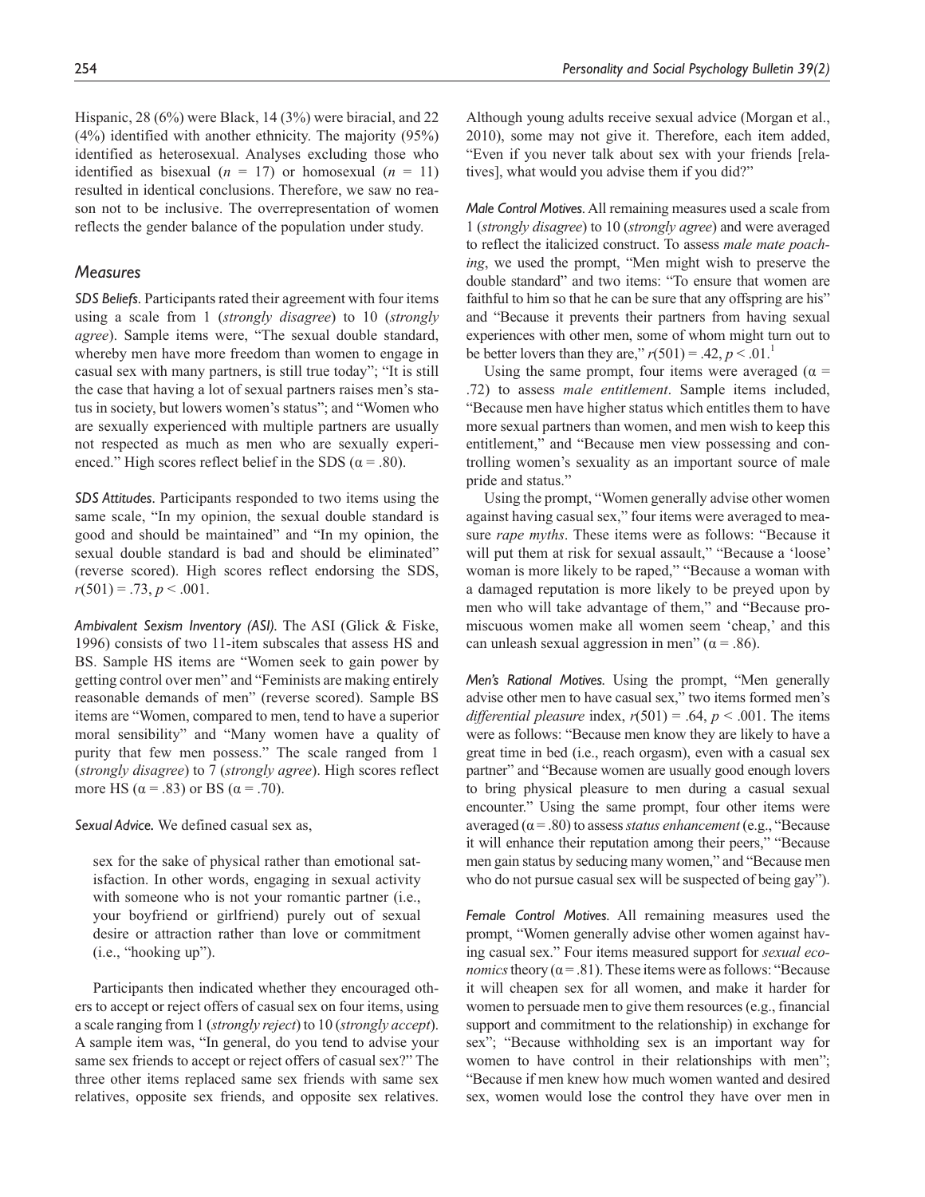Hispanic, 28 (6%) were Black, 14 (3%) were biracial, and 22 (4%) identified with another ethnicity. The majority (95%) identified as heterosexual. Analyses excluding those who identified as bisexual ($n$ = 17) or homosexual ($n$ = 11) resulted in identical conclusions. Therefore, we saw no reason not to be inclusive. The overrepresentation of women reflects the gender balance of the population under study.

## Measures

*SDS Beliefs.* Participants rated their agreement with four items using a scale from 1 (*strongly disagree*) to 10 (*strongly agree*). Sample items were, "The sexual double standard, whereby men have more freedom than women to engage in casual sex with many partners, is still true today"; "It is still the case that having a lot of sexual partners raises men's status in society, but lowers women's status"; and "Women who are sexually experienced with multiple partners are usually not respected as much as men who are sexually experienced." High scores reflect belief in the SDS ($\alpha$ = .80).

*SDS Attitudes.* Participants responded to two items using the same scale, "In my opinion, the sexual double standard is good and should be maintained" and "In my opinion, the sexual double standard is bad and should be eliminated" (reverse scored). High scores reflect endorsing the SDS, $r(501) = .73, p < .001$.

*Ambivalent Sexism Inventory (ASI).* The ASI (Glick & Fiske, 1996) consists of two 11-item subscales that assess HS and BS. Sample HS items are "Women seek to gain power by getting control over men" and "Feminists are making entirely reasonable demands of men" (reverse scored). Sample BS items are "Women, compared to men, tend to have a superior moral sensibility" and "Many women have a quality of purity that few men possess." The scale ranged from 1 (*strongly disagree*) to 7 (*strongly agree*). High scores reflect more HS ($\alpha$ = .83) or BS ($\alpha$ = .70).

*Sexual Advice.* We defined casual sex as,

> sex for the sake of physical rather than emotional satisfaction. In other words, engaging in sexual activity with someone who is not your romantic partner (i.e., your boyfriend or girlfriend) purely out of sexual desire or attraction rather than love or commitment (i.e., "hooking up").

Participants then indicated whether they encouraged others to accept or reject offers of casual sex on four items, using a scale ranging from 1 (*strongly reject*) to 10 (*strongly accept*). A sample item was, "In general, do you tend to advise your same sex friends to accept or reject offers of casual sex?" The three other items replaced same sex friends with same sex relatives, opposite sex friends, and opposite sex relatives. Although young adults receive sexual advice (Morgan et al., 2010), some may not give it. Therefore, each item added, "Even if you never talk about sex with your friends [relatives], what would you advise them if you did?"

*Male Control Motives.* All remaining measures used a scale from 1 (*strongly disagree*) to 10 (*strongly agree*) and were averaged to reflect the italicized construct. To assess *male mate poaching*, we used the prompt, "Men might wish to preserve the double standard" and two items: "To ensure that women are faithful to him so that he can be sure that any offspring are his" and "Because it prevents their partners from having sexual experiences with other men, some of whom might turn out to be better lovers than they are," $r(501) = .42, p < .01$.[1]

Using the same prompt, four items were averaged ($\alpha$ = .72) to assess *male entitlement*. Sample items included, "Because men have higher status which entitles them to have more sexual partners than women, and men wish to keep this entitlement," and "Because men view possessing and controlling women's sexuality as an important source of male pride and status."

Using the prompt, "Women generally advise other women against having casual sex," four items were averaged to measure *rape myths*. These items were as follows: "Because it will put them at risk for sexual assault," "Because a 'loose' woman is more likely to be raped," "Because a woman with a damaged reputation is more likely to be preyed upon by men who will take advantage of them," and "Because promiscuous women make all women seem 'cheap,' and this can unleash sexual aggression in men" ($\alpha$ = .86).

*Men's Rational Motives.* Using the prompt, "Men generally advise other men to have casual sex," two items formed men's *differential pleasure* index, $r(501) = .64, p < .001$. The items were as follows: "Because men know they are likely to have a great time in bed (i.e., reach orgasm), even with a casual sex partner" and "Because women are usually good enough lovers to bring physical pleasure to men during a casual sexual encounter." Using the same prompt, four other items were averaged ($\alpha$ = .80) to assess *status enhancement* (e.g., "Because it will enhance their reputation among their peers," "Because men gain status by seducing many women," and "Because men who do not pursue casual sex will be suspected of being gay").

*Female Control Motives.* All remaining measures used the prompt, "Women generally advise other women against having casual sex." Four items measured support for *sexual economics* theory ($\alpha$ = .81). These items were as follows: "Because it will cheapen sex for all women, and make it harder for women to persuade men to give them resources (e.g., financial support and commitment to the relationship) in exchange for sex"; "Because withholding sex is an important way for women to have control in their relationships with men"; "Because if men knew how much women wanted and desired sex, women would lose the control they have over men in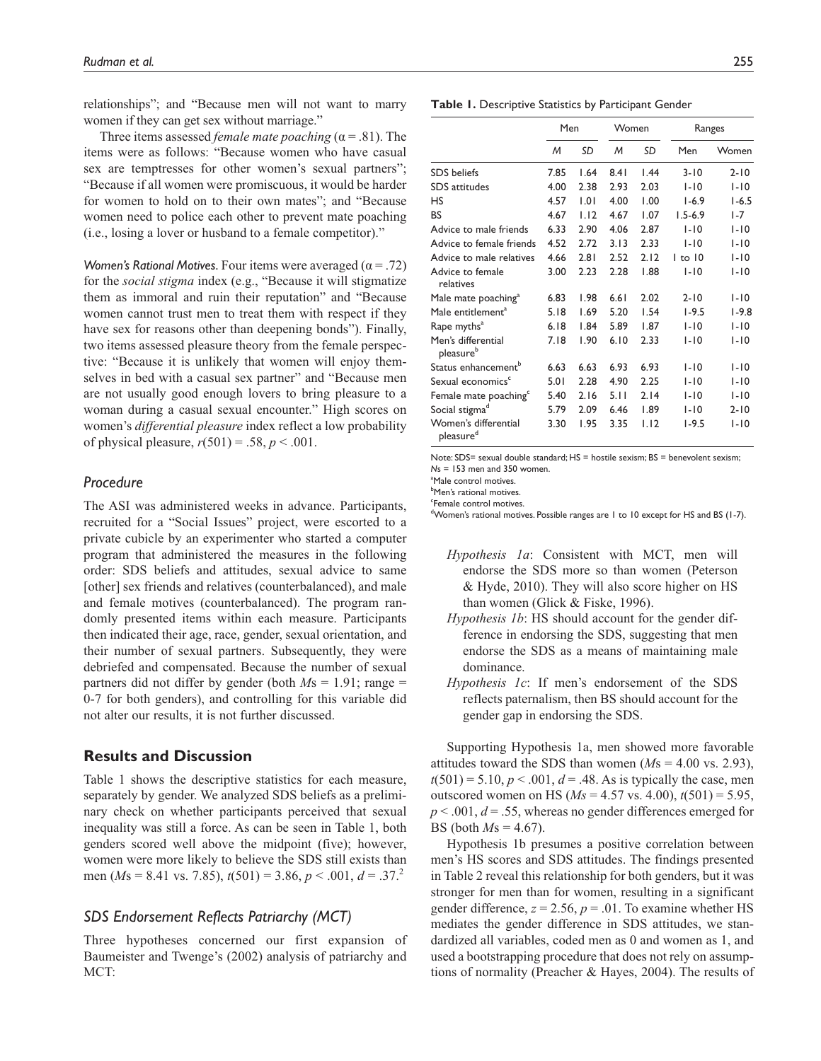relationships"; and "Because men will not want to marry women if they can get sex without marriage."

Three items assessed *female mate poaching* (α = .81). The items were as follows: "Because women who have casual sex are temptresses for other women's sexual partners"; "Because if all women were promiscuous, it would be harder for women to hold on to their own mates"; and "Because women need to police each other to prevent mate poaching (i.e., losing a lover or husband to a female competitor)."

*Women's Rational Motives.* Four items were averaged (α = .72) for the *social stigma* index (e.g., "Because it will stigmatize them as immoral and ruin their reputation" and "Because women cannot trust men to treat them with respect if they have sex for reasons other than deepening bonds"). Finally, two items assessed pleasure theory from the female perspective: "Because it is unlikely that women will enjoy themselves in bed with a casual sex partner" and "Because men are not usually good enough lovers to bring pleasure to a woman during a casual sexual encounter." High scores on women's *differential pleasure* index reflect a low probability of physical pleasure, $r(501) = .58$, $p < .001$.

## Procedure

The ASI was administered weeks in advance. Participants, recruited for a "Social Issues" project, were escorted to a private cubicle by an experimenter who started a computer program that administered the measures in the following order: SDS beliefs and attitudes, sexual advice to same [other] sex friends and relatives (counterbalanced), and male and female motives (counterbalanced). The program randomly presented items within each measure. Participants then indicated their age, race, gender, sexual orientation, and their number of sexual partners. Subsequently, they were debriefed and compensated. Because the number of sexual partners did not differ by gender (both *M*s = 1.91; range = 0-7 for both genders), and controlling for this variable did not alter our results, it is not further discussed.

## Results and Discussion

Table 1 shows the descriptive statistics for each measure, separately by gender. We analyzed SDS beliefs as a preliminary check on whether participants perceived that sexual inequality was still a force. As can be seen in Table 1, both genders scored well above the midpoint (five); however, women were more likely to believe the SDS still exists than men (*M*s = 8.41 vs. 7.85), $t(501) = 3.86$, $p < .001$, $d = .37$.[2]

### SDS Endorsement Reflects Patriarchy (MCT)

Three hypotheses concerned our first expansion of Baumeister and Twenge's (2002) analysis of patriarchy and MCT:

**Table 1.** Descriptive Statistics by Participant Gender

| | Men | | Women | | Ranges | |
|---|---|---|---|---|---|---|
| | *M* | *SD* | *M* | *SD* | Men | Women |
| SDS beliefs | 7.85 | 1.64 | 8.41 | 1.44 | 3-10 | 2-10 |
| SDS attitudes | 4.00 | 2.38 | 2.93 | 2.03 | 1-10 | 1-10 |
| HS | 4.57 | 1.01 | 4.00 | 1.00 | 1-6.9 | 1-6.5 |
| BS | 4.67 | 1.12 | 4.67 | 1.07 | 1.5-6.9 | 1-7 |
| Advice to male friends | 6.33 | 2.90 | 4.06 | 2.87 | 1-10 | 1-10 |
| Advice to female friends | 4.52 | 2.72 | 3.13 | 2.33 | 1-10 | 1-10 |
| Advice to male relatives | 4.66 | 2.81 | 2.52 | 2.12 | 1 to 10 | 1-10 |
| Advice to female relatives | 3.00 | 2.23 | 2.28 | 1.88 | 1-10 | 1-10 |
| Male mate poaching[a] | 6.83 | 1.98 | 6.61 | 2.02 | 2-10 | 1-10 |
| Male entitlement[a] | 5.18 | 1.69 | 5.20 | 1.54 | 1-9.5 | 1-9.8 |
| Rape myths[a] | 6.18 | 1.84 | 5.89 | 1.87 | 1-10 | 1-10 |
| Men's differential pleasure[b] | 7.18 | 1.90 | 6.10 | 2.33 | 1-10 | 1-10 |
| Status enhancement[b] | 6.63 | 6.63 | 6.93 | 6.93 | 1-10 | 1-10 |
| Sexual economics[c] | 5.01 | 2.28 | 4.90 | 2.25 | 1-10 | 1-10 |
| Female mate poaching[c] | 5.40 | 2.16 | 5.11 | 2.14 | 1-10 | 1-10 |
| Social stigma[d] | 5.79 | 2.09 | 6.46 | 1.89 | 1-10 | 2-10 |
| Women's differential pleasure[d] | 3.30 | 1.95 | 3.35 | 1.12 | 1-9.5 | 1-10 |

Note: SDS= sexual double standard; HS = hostile sexism; BS = benevolent sexism; *N*s = 153 men and 350 women.
[a]Male control motives.
[b]Men's rational motives.
[c]Female control motives.
[d]Women's rational motives. Possible ranges are 1 to 10 except for HS and BS (1-7).

- *Hypothesis 1a*: Consistent with MCT, men will endorse the SDS more so than women (Peterson & Hyde, 2010). They will also score higher on HS than women (Glick & Fiske, 1996).
- *Hypothesis 1b*: HS should account for the gender difference in endorsing the SDS, suggesting that men endorse the SDS as a means of maintaining male dominance.
- *Hypothesis 1c*: If men's endorsement of the SDS reflects paternalism, then BS should account for the gender gap in endorsing the SDS.

Supporting Hypothesis 1a, men showed more favorable attitudes toward the SDS than women (*M*s = 4.00 vs. 2.93), $t(501) = 5.10$, $p < .001$, $d = .48$. As is typically the case, men outscored women on HS (*M*s = 4.57 vs. 4.00), $t(501) = 5.95$, $p < .001$, $d = .55$, whereas no gender differences emerged for BS (both *M*s = 4.67).

Hypothesis 1b presumes a positive correlation between men's HS scores and SDS attitudes. The findings presented in Table 2 reveal this relationship for both genders, but it was stronger for men than for women, resulting in a significant gender difference, $z = 2.56$, $p = .01$. To examine whether HS mediates the gender difference in SDS attitudes, we standardized all variables, coded men as 0 and women as 1, and used a bootstrapping procedure that does not rely on assumptions of normality (Preacher & Hayes, 2004). The results of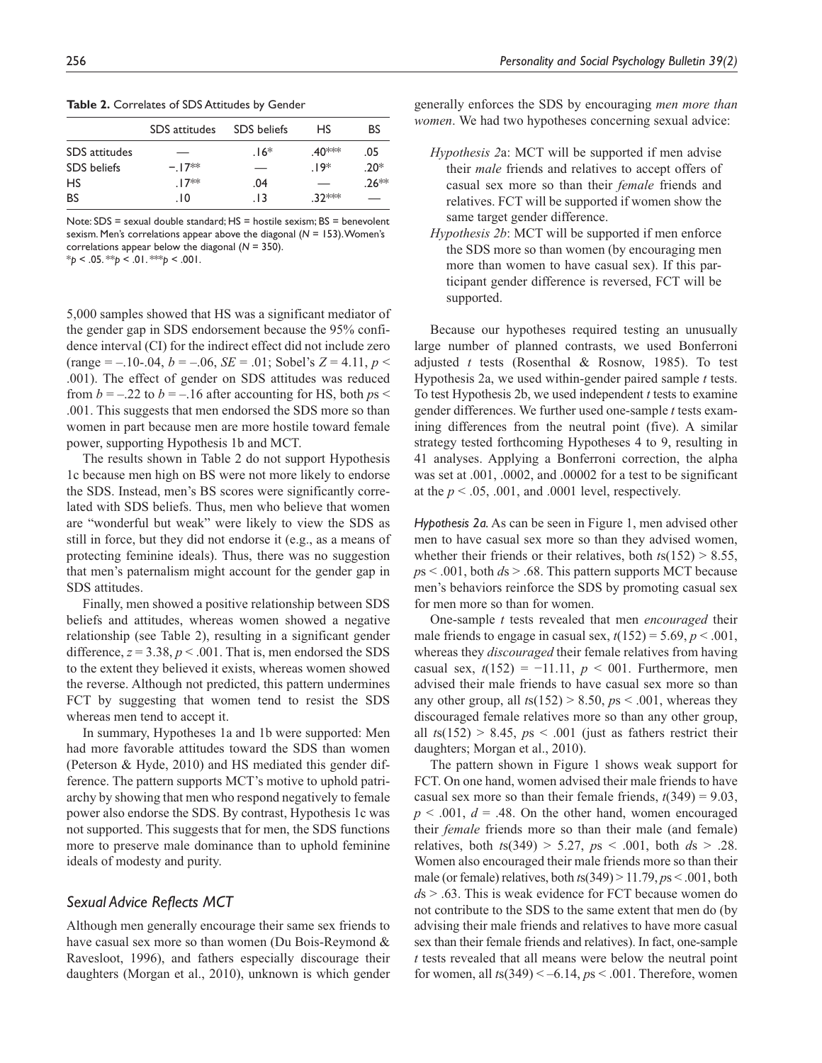**Table 2.** Correlates of SDS Attitudes by Gender

| | SDS attitudes | SDS beliefs | HS | BS |
|---|---|---|---|---|
| SDS attitudes | — | .16* | .40*** | .05 |
| SDS beliefs | −.17** | — | .19* | .20* |
| HS | .17** | .04 | — | .26** |
| BS | .10 | .13 | .32*** | — |

Note: SDS = sexual double standard; HS = hostile sexism; BS = benevolent sexism. Men's correlations appear above the diagonal ($N = 153$). Women's correlations appear below the diagonal ($N = 350$).
*$p < .05$. **$p < .01$. ***$p < .001$.

5,000 samples showed that HS was a significant mediator of the gender gap in SDS endorsement because the 95% confidence interval (CI) for the indirect effect did not include zero (range = –.10-.04, $b = –.06$, $SE = .01$; Sobel's $Z = 4.11$, $p < .001$). The effect of gender on SDS attitudes was reduced from $b = –.22$ to $b = –.16$ after accounting for HS, both $p$s < .001. This suggests that men endorsed the SDS more so than women in part because men are more hostile toward female power, supporting Hypothesis 1b and MCT.

The results shown in Table 2 do not support Hypothesis 1c because men high on BS were not more likely to endorse the SDS. Instead, men's BS scores were significantly correlated with SDS beliefs. Thus, men who believe that women are "wonderful but weak" were likely to view the SDS as still in force, but they did not endorse it (e.g., as a means of protecting feminine ideals). Thus, there was no suggestion that men's paternalism might account for the gender gap in SDS attitudes.

Finally, men showed a positive relationship between SDS beliefs and attitudes, whereas women showed a negative relationship (see Table 2), resulting in a significant gender difference, $z = 3.38$, $p < .001$. That is, men endorsed the SDS to the extent they believed it exists, whereas women showed the reverse. Although not predicted, this pattern undermines FCT by suggesting that women tend to resist the SDS whereas men tend to accept it.

In summary, Hypotheses 1a and 1b were supported: Men had more favorable attitudes toward the SDS than women (Peterson & Hyde, 2010) and HS mediated this gender difference. The pattern supports MCT's motive to uphold patriarchy by showing that men who respond negatively to female power also endorse the SDS. By contrast, Hypothesis 1c was not supported. This suggests that for men, the SDS functions more to preserve male dominance than to uphold feminine ideals of modesty and purity.

## *Sexual Advice Reflects MCT*

Although men generally encourage their same sex friends to have casual sex more so than women (Du Bois-Reymond & Ravesloot, 1996), and fathers especially discourage their daughters (Morgan et al., 2010), unknown is which gender generally enforces the SDS by encouraging *men more than women*. We had two hypotheses concerning sexual advice:

> *Hypothesis 2a*: MCT will be supported if men advise their *male* friends and relatives to accept offers of casual sex more so than their *female* friends and relatives. FCT will be supported if women show the same target gender difference.
>
> *Hypothesis 2b*: MCT will be supported if men enforce the SDS more so than women (by encouraging men more than women to have casual sex). If this participant gender difference is reversed, FCT will be supported.

Because our hypotheses required testing an unusually large number of planned contrasts, we used Bonferroni adjusted $t$ tests (Rosenthal & Rosnow, 1985). To test Hypothesis 2a, we used within-gender paired sample $t$ tests. To test Hypothesis 2b, we used independent $t$ tests to examine gender differences. We further used one-sample $t$ tests examining differences from the neutral point (five). A similar strategy tested forthcoming Hypotheses 4 to 9, resulting in 41 analyses. Applying a Bonferroni correction, the alpha was set at .001, .0002, and .00002 for a test to be significant at the $p < .05$, .001, and .0001 level, respectively.

*Hypothesis 2a.* As can be seen in Figure 1, men advised other men to have casual sex more so than they advised women, whether their friends or their relatives, both $t\text{s}(152) > 8.55$, $p$s < .001, both $d$s > .68. This pattern supports MCT because men's behaviors reinforce the SDS by promoting casual sex for men more so than for women.

One-sample $t$ tests revealed that men *encouraged* their male friends to engage in casual sex, $t(152) = 5.69$, $p < .001$, whereas they *discouraged* their female relatives from having casual sex, $t(152) = −11.11$, $p <$ 001. Furthermore, men advised their male friends to have casual sex more so than any other group, all $t\text{s}(152) > 8.50$, $p$s < .001, whereas they discouraged female relatives more so than any other group, all $t\text{s}(152) > 8.45$, $p$s < .001 (just as fathers restrict their daughters; Morgan et al., 2010).

The pattern shown in Figure 1 shows weak support for FCT. On one hand, women advised their male friends to have casual sex more so than their female friends, $t(349) = 9.03$, $p < .001$, $d = .48$. On the other hand, women encouraged their *female* friends more so than their male (and female) relatives, both $t\text{s}(349) > 5.27$, $p$s < .001, both $d$s > .28. Women also encouraged their male friends more so than their male (or female) relatives, both $t\text{s}(349) > 11.79$, $p$s < .001, both $d$s > .63. This is weak evidence for FCT because women do not contribute to the SDS to the same extent that men do (by advising their male friends and relatives to have more casual sex than their female friends and relatives). In fact, one-sample $t$ tests revealed that all means were below the neutral point for women, all $t\text{s}(349) < –6.14$, $p$s < .001. Therefore, women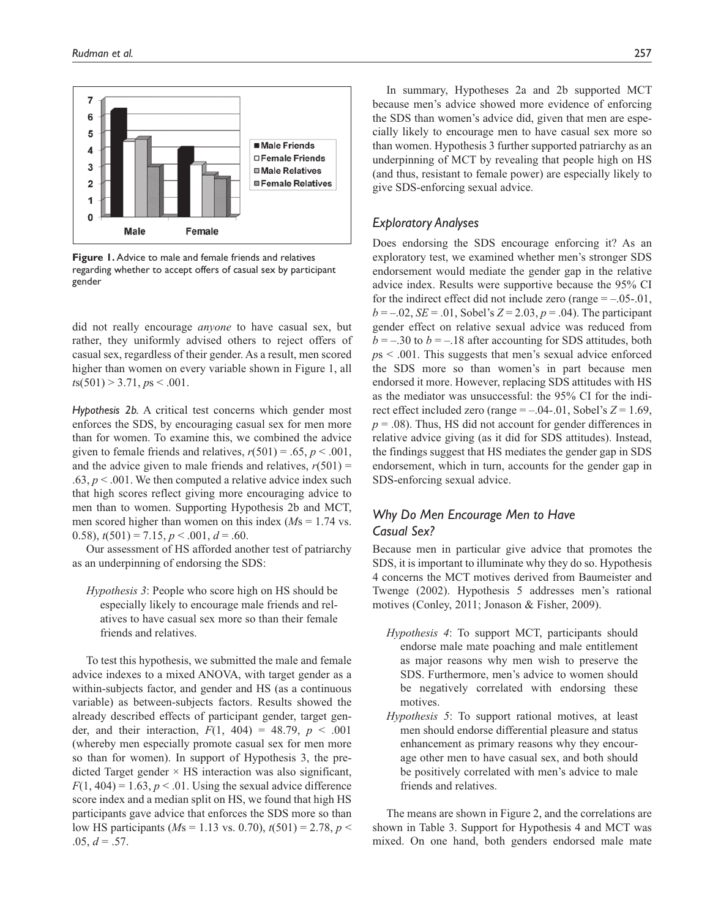**Figure 1.** Advice to male and female friends and relatives regarding whether to accept offers of casual sex by participant gender

did not really encourage *anyone* to have casual sex, but rather, they uniformly advised others to reject offers of casual sex, regardless of their gender. As a result, men scored higher than women on every variable shown in Figure 1, all $t$s(501) > 3.71, $p$s < .001.

*Hypothesis 2b.* A critical test concerns which gender most enforces the SDS, by encouraging casual sex for men more than for women. To examine this, we combined the advice given to female friends and relatives, $r(501) = .65$, $p < .001$, and the advice given to male friends and relatives, $r(501) = .63$, $p < .001$. We then computed a relative advice index such that high scores reflect giving more encouraging advice to men than to women. Supporting Hypothesis 2b and MCT, men scored higher than women on this index ($M$s = 1.74 vs. 0.58), $t(501) = 7.15$, $p < .001$, $d = .60$.

Our assessment of HS afforded another test of patriarchy as an underpinning of endorsing the SDS:

> *Hypothesis 3*: People who score high on HS should be especially likely to encourage male friends and relatives to have casual sex more so than their female friends and relatives.

To test this hypothesis, we submitted the male and female advice indexes to a mixed ANOVA, with target gender as a within-subjects factor, and gender and HS (as a continuous variable) as between-subjects factors. Results showed the already described effects of participant gender, target gender, and their interaction, $F(1, 404) = 48.79$, $p < .001$ (whereby men especially promote casual sex for men more so than for women). In support of Hypothesis 3, the predicted Target gender × HS interaction was also significant, $F(1, 404) = 1.63$, $p < .01$. Using the sexual advice difference score index and a median split on HS, we found that high HS participants gave advice that enforces the SDS more so than low HS participants ($M$s = 1.13 vs. 0.70), $t(501) = 2.78$, $p < .05$, $d = .57$.

In summary, Hypotheses 2a and 2b supported MCT because men's advice showed more evidence of enforcing the SDS than women's advice did, given that men are especially likely to encourage men to have casual sex more so than women. Hypothesis 3 further supported patriarchy as an underpinning of MCT by revealing that people high on HS (and thus, resistant to female power) are especially likely to give SDS-enforcing sexual advice.

## Exploratory Analyses

Does endorsing the SDS encourage enforcing it? As an exploratory test, we examined whether men's stronger SDS endorsement would mediate the gender gap in the relative advice index. Results were supportive because the 95% CI for the indirect effect did not include zero (range = –.05-.01, $b = -.02$, $SE = .01$, Sobel's $Z = 2.03$, $p = .04$). The participant gender effect on relative sexual advice was reduced from $b = -.30$ to $b = -.18$ after accounting for SDS attitudes, both $p$s < .001. This suggests that men's sexual advice enforced the SDS more so than women's in part because men endorsed it more. However, replacing SDS attitudes with HS as the mediator was unsuccessful: the 95% CI for the indirect effect included zero (range = –.04-.01, Sobel's $Z = 1.69$, $p = .08$). Thus, HS did not account for gender differences in relative advice giving (as it did for SDS attitudes). Instead, the findings suggest that HS mediates the gender gap in SDS endorsement, which in turn, accounts for the gender gap in SDS-enforcing sexual advice.

## Why Do Men Encourage Men to Have Casual Sex?

Because men in particular give advice that promotes the SDS, it is important to illuminate why they do so. Hypothesis 4 concerns the MCT motives derived from Baumeister and Twenge (2002). Hypothesis 5 addresses men's rational motives (Conley, 2011; Jonason & Fisher, 2009).

> *Hypothesis 4*: To support MCT, participants should endorse male mate poaching and male entitlement as major reasons why men wish to preserve the SDS. Furthermore, men's advice to women should be negatively correlated with endorsing these motives.

> *Hypothesis 5*: To support rational motives, at least men should endorse differential pleasure and status enhancement as primary reasons why they encourage other men to have casual sex, and both should be positively correlated with men's advice to male friends and relatives.

The means are shown in Figure 2, and the correlations are shown in Table 3. Support for Hypothesis 4 and MCT was mixed. On one hand, both genders endorsed male mate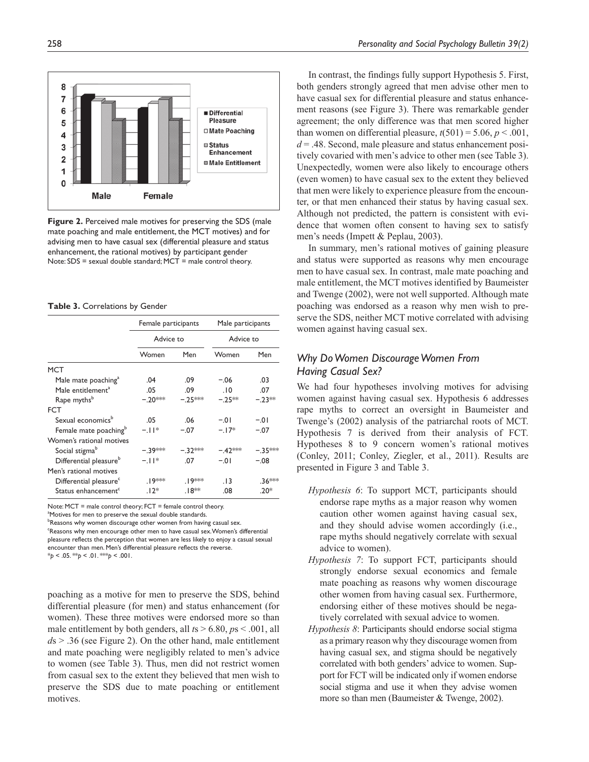**Figure 2.** Perceived male motives for preserving the SDS (male mate poaching and male entitlement, the MCT motives) and for advising men to have casual sex (differential pleasure and status enhancement, the rational motives) by participant gender
Note: SDS = sexual double standard; MCT = male control theory.

**Table 3.** Correlations by Gender

| | Female participants | | Male participants | |
|---|---|---|---|---|
| | Advice to | | Advice to | |
| | Women | Men | Women | Men |
| MCT | | | | |
| Male mate poaching[a] | .04 | .09 | −.06 | .03 |
| Male entitlement[a] | .05 | .09 | .10 | .07 |
| Rape myths[b] | −.20*** | −.25*** | −.25** | −.23** |
| FCT | | | | |
| Sexual economics[b] | .05 | .06 | −.01 | −.01 |
| Female mate poaching[b] | −.11* | −.07 | −.17* | −.07 |
| Women's rational motives | | | | |
| Social stigma[b] | −.39*** | −.32*** | −.42*** | −.35*** |
| Differential pleasure[b] | −.11* | .07 | −.01 | −.08 |
| Men's rational motives | | | | |
| Differential pleasure[c] | .19*** | .19*** | .13 | .36*** |
| Status enhancement[c] | .12* | .18** | .08 | .20* |

Note: MCT = male control theory; FCT = female control theory.
[a]Motives for men to preserve the sexual double standards.
[b]Reasons why women discourage other women from having casual sex.
[c]Reasons why men encourage other men to have casual sex. Women's differential pleasure reflects the perception that women are less likely to enjoy a casual sexual encounter than men. Men's differential pleasure reflects the reverse.
*$p < .05$. **$p < .01$. ***$p < .001$.

poaching as a motive for men to preserve the SDS, behind differential pleasure (for men) and status enhancement (for women). These three motives were endorsed more so than male entitlement by both genders, all $t$s > 6.80, $p$s < .001, all $d$s > .36 (see Figure 2). On the other hand, male entitlement and mate poaching were negligibly related to men's advice to women (see Table 3). Thus, men did not restrict women from casual sex to the extent they believed that men wish to preserve the SDS due to mate poaching or entitlement motives.

In contrast, the findings fully support Hypothesis 5. First, both genders strongly agreed that men advise other men to have casual sex for differential pleasure and status enhancement reasons (see Figure 3). There was remarkable gender agreement; the only difference was that men scored higher than women on differential pleasure, $t(501) = 5.06$, $p < .001$, $d = .48$. Second, male pleasure and status enhancement positively covaried with men's advice to other men (see Table 3). Unexpectedly, women were also likely to encourage others (even women) to have casual sex to the extent they believed that men were likely to experience pleasure from the encounter, or that men enhanced their status by having casual sex. Although not predicted, the pattern is consistent with evidence that women often consent to having sex to satisfy men's needs (Impett & Peplau, 2003).

In summary, men's rational motives of gaining pleasure and status were supported as reasons why men encourage men to have casual sex. In contrast, male mate poaching and male entitlement, the MCT motives identified by Baumeister and Twenge (2002), were not well supported. Although mate poaching was endorsed as a reason why men wish to preserve the SDS, neither MCT motive correlated with advising women against having casual sex.

## *Why Do Women Discourage Women From Having Casual Sex?*

We had four hypotheses involving motives for advising women against having casual sex. Hypothesis 6 addresses rape myths to correct an oversight in Baumeister and Twenge's (2002) analysis of the patriarchal roots of MCT. Hypothesis 7 is derived from their analysis of FCT. Hypotheses 8 to 9 concern women's rational motives (Conley, 2011; Conley, Ziegler, et al., 2011). Results are presented in Figure 3 and Table 3.

*Hypothesis 6*: To support MCT, participants should endorse rape myths as a major reason why women caution other women against having casual sex, and they should advise women accordingly (i.e., rape myths should negatively correlate with sexual advice to women).

*Hypothesis 7*: To support FCT, participants should strongly endorse sexual economics and female mate poaching as reasons why women discourage other women from having casual sex. Furthermore, endorsing either of these motives should be negatively correlated with sexual advice to women.

*Hypothesis 8*: Participants should endorse social stigma as a primary reason why they discourage women from having casual sex, and stigma should be negatively correlated with both genders' advice to women. Support for FCT will be indicated only if women endorse social stigma and use it when they advise women more so than men (Baumeister & Twenge, 2002).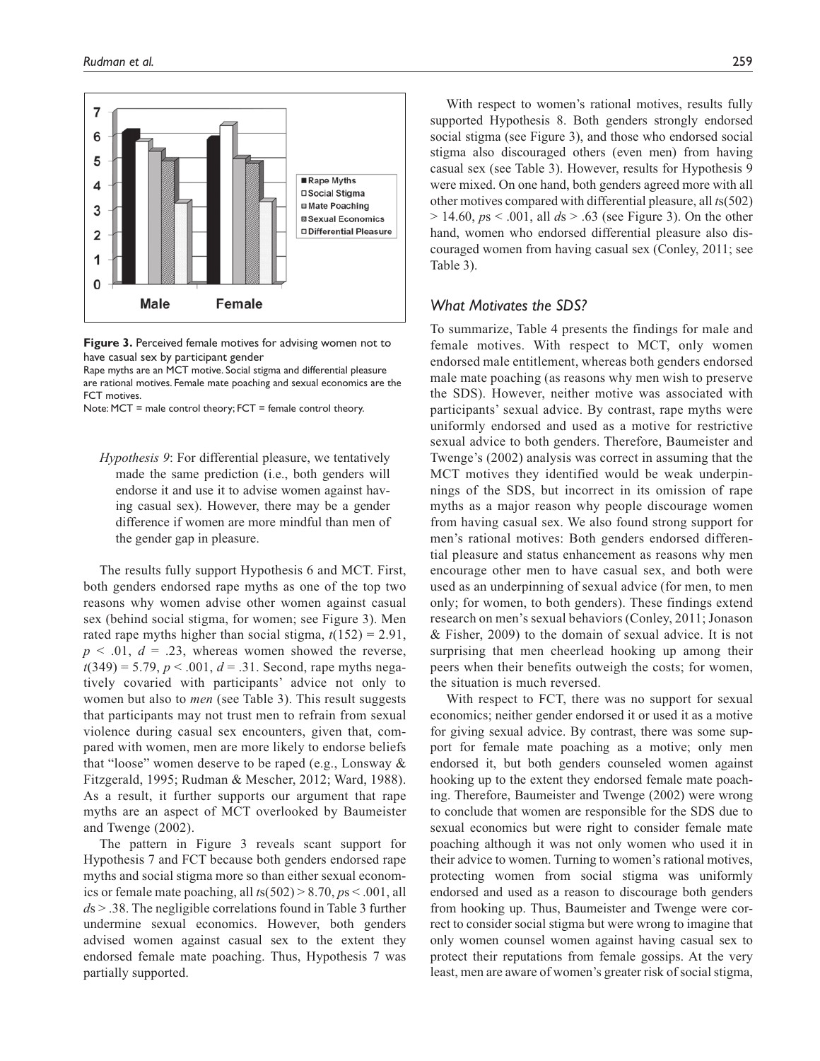**Figure 3.** Perceived female motives for advising women not to have casual sex by participant gender

Rape myths are an MCT motive. Social stigma and differential pleasure are rational motives. Female mate poaching and sexual economics are the FCT motives.

Note: MCT = male control theory; FCT = female control theory.

> *Hypothesis 9*: For differential pleasure, we tentatively made the same prediction (i.e., both genders will endorse it and use it to advise women against having casual sex). However, there may be a gender difference if women are more mindful than men of the gender gap in pleasure.

The results fully support Hypothesis 6 and MCT. First, both genders endorsed rape myths as one of the top two reasons why women advise other women against casual sex (behind social stigma, for women; see Figure 3). Men rated rape myths higher than social stigma, $t(152) = 2.91$, $p < .01$, $d = .23$, whereas women showed the reverse, $t(349) = 5.79$, $p < .001$, $d = .31$. Second, rape myths negatively covaried with participants' advice not only to women but also to *men* (see Table 3). This result suggests that participants may not trust men to refrain from sexual violence during casual sex encounters, given that, compared with women, men are more likely to endorse beliefs that "loose" women deserve to be raped (e.g., Lonsway & Fitzgerald, 1995; Rudman & Mescher, 2012; Ward, 1988). As a result, it further supports our argument that rape myths are an aspect of MCT overlooked by Baumeister and Twenge (2002).

The pattern in Figure 3 reveals scant support for Hypothesis 7 and FCT because both genders endorsed rape myths and social stigma more so than either sexual economics or female mate poaching, all $t$s$(502) > 8.70$, $p$s $< .001$, all $d$s $> .38$. The negligible correlations found in Table 3 further undermine sexual economics. However, both genders advised women against casual sex to the extent they endorsed female mate poaching. Thus, Hypothesis 7 was partially supported.

With respect to women's rational motives, results fully supported Hypothesis 8. Both genders strongly endorsed social stigma (see Figure 3), and those who endorsed social stigma also discouraged others (even men) from having casual sex (see Table 3). However, results for Hypothesis 9 were mixed. On one hand, both genders agreed more with all other motives compared with differential pleasure, all $t$s$(502) > 14.60$, $p$s $< .001$, all $d$s $> .63$ (see Figure 3). On the other hand, women who endorsed differential pleasure also discouraged women from having casual sex (Conley, 2011; see Table 3).

## *What Motivates the SDS?*

To summarize, Table 4 presents the findings for male and female motives. With respect to MCT, only women endorsed male entitlement, whereas both genders endorsed male mate poaching (as reasons why men wish to preserve the SDS). However, neither motive was associated with participants' sexual advice. By contrast, rape myths were uniformly endorsed and used as a motive for restrictive sexual advice to both genders. Therefore, Baumeister and Twenge's (2002) analysis was correct in assuming that the MCT motives they identified would be weak underpinnings of the SDS, but incorrect in its omission of rape myths as a major reason why people discourage women from having casual sex. We also found strong support for men's rational motives: Both genders endorsed differential pleasure and status enhancement as reasons why men encourage other men to have casual sex, and both were used as an underpinning of sexual advice (for men, to men only; for women, to both genders). These findings extend research on men's sexual behaviors (Conley, 2011; Jonason & Fisher, 2009) to the domain of sexual advice. It is not surprising that men cheerlead hooking up among their peers when their benefits outweigh the costs; for women, the situation is much reversed.

With respect to FCT, there was no support for sexual economics; neither gender endorsed it or used it as a motive for giving sexual advice. By contrast, there was some support for female mate poaching as a motive; only men endorsed it, but both genders counseled women against hooking up to the extent they endorsed female mate poaching. Therefore, Baumeister and Twenge (2002) were wrong to conclude that women are responsible for the SDS due to sexual economics but were right to consider female mate poaching although it was not only women who used it in their advice to women. Turning to women's rational motives, protecting women from social stigma was uniformly endorsed and used as a reason to discourage both genders from hooking up. Thus, Baumeister and Twenge were correct to consider social stigma but were wrong to imagine that only women counsel women against having casual sex to protect their reputations from female gossips. At the very least, men are aware of women's greater risk of social stigma,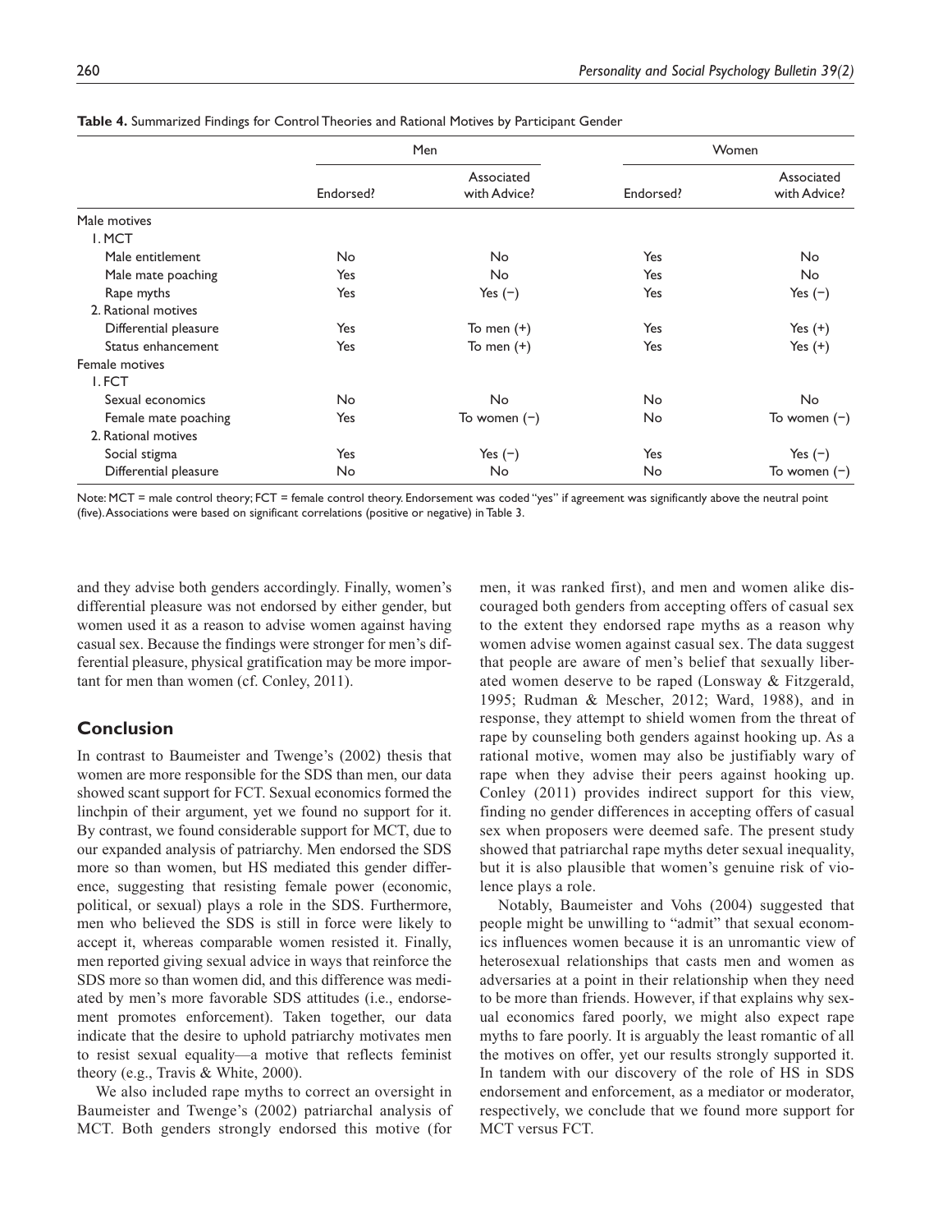**Table 4.** Summarized Findings for Control Theories and Rational Motives by Participant Gender

| | Men | | Women | |
|---|---|---|---|---|
| | Endorsed? | Associated with Advice? | Endorsed? | Associated with Advice? |
| Male motives | | | | |
| 1. MCT | | | | |
| Male entitlement | No | No | Yes | No |
| Male mate poaching | Yes | No | Yes | No |
| Rape myths | Yes | Yes (−) | Yes | Yes (−) |
| 2. Rational motives | | | | |
| Differential pleasure | Yes | To men (+) | Yes | Yes (+) |
| Status enhancement | Yes | To men (+) | Yes | Yes (+) |
| Female motives | | | | |
| 1. FCT | | | | |
| Sexual economics | No | No | No | No |
| Female mate poaching | Yes | To women (−) | No | To women (−) |
| 2. Rational motives | | | | |
| Social stigma | Yes | Yes (−) | Yes | Yes (−) |
| Differential pleasure | No | No | No | To women (−) |

Note: MCT = male control theory; FCT = female control theory. Endorsement was coded "yes" if agreement was significantly above the neutral point (five). Associations were based on significant correlations (positive or negative) in Table 3.

and they advise both genders accordingly. Finally, women's differential pleasure was not endorsed by either gender, but women used it as a reason to advise women against having casual sex. Because the findings were stronger for men's differential pleasure, physical gratification may be more important for men than women (cf. Conley, 2011).

## Conclusion

In contrast to Baumeister and Twenge's (2002) thesis that women are more responsible for the SDS than men, our data showed scant support for FCT. Sexual economics formed the linchpin of their argument, yet we found no support for it. By contrast, we found considerable support for MCT, due to our expanded analysis of patriarchy. Men endorsed the SDS more so than women, but HS mediated this gender difference, suggesting that resisting female power (economic, political, or sexual) plays a role in the SDS. Furthermore, men who believed the SDS is still in force were likely to accept it, whereas comparable women resisted it. Finally, men reported giving sexual advice in ways that reinforce the SDS more so than women did, and this difference was mediated by men's more favorable SDS attitudes (i.e., endorsement promotes enforcement). Taken together, our data indicate that the desire to uphold patriarchy motivates men to resist sexual equality—a motive that reflects feminist theory (e.g., Travis & White, 2000).

We also included rape myths to correct an oversight in Baumeister and Twenge's (2002) patriarchal analysis of MCT. Both genders strongly endorsed this motive (for men, it was ranked first), and men and women alike discouraged both genders from accepting offers of casual sex to the extent they endorsed rape myths as a reason why women advise women against casual sex. The data suggest that people are aware of men's belief that sexually liberated women deserve to be raped (Lonsway & Fitzgerald, 1995; Rudman & Mescher, 2012; Ward, 1988), and in response, they attempt to shield women from the threat of rape by counseling both genders against hooking up. As a rational motive, women may also be justifiably wary of rape when they advise their peers against hooking up. Conley (2011) provides indirect support for this view, finding no gender differences in accepting offers of casual sex when proposers were deemed safe. The present study showed that patriarchal rape myths deter sexual inequality, but it is also plausible that women's genuine risk of violence plays a role.

Notably, Baumeister and Vohs (2004) suggested that people might be unwilling to "admit" that sexual economics influences women because it is an unromantic view of heterosexual relationships that casts men and women as adversaries at a point in their relationship when they need to be more than friends. However, if that explains why sexual economics fared poorly, we might also expect rape myths to fare poorly. It is arguably the least romantic of all the motives on offer, yet our results strongly supported it. In tandem with our discovery of the role of HS in SDS endorsement and enforcement, as a mediator or moderator, respectively, we conclude that we found more support for MCT versus FCT.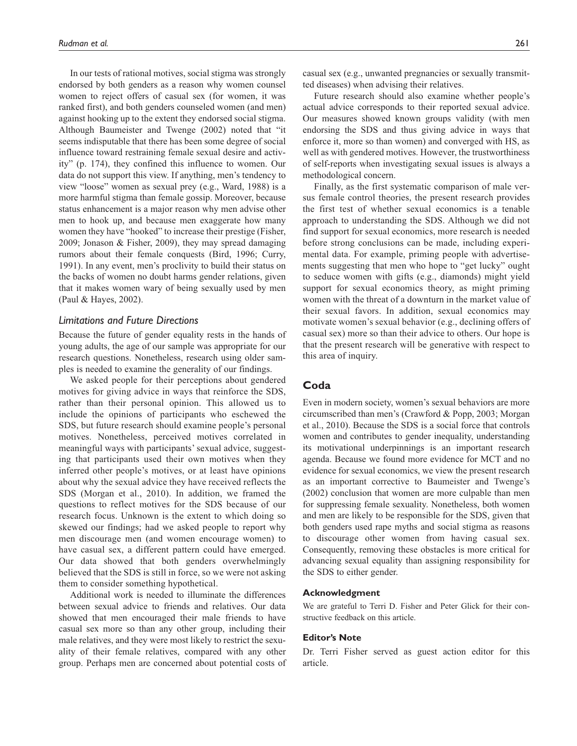In our tests of rational motives, social stigma was strongly endorsed by both genders as a reason why women counsel women to reject offers of casual sex (for women, it was ranked first), and both genders counseled women (and men) against hooking up to the extent they endorsed social stigma. Although Baumeister and Twenge (2002) noted that "it seems indisputable that there has been some degree of social influence toward restraining female sexual desire and activity" (p. 174), they confined this influence to women. Our data do not support this view. If anything, men's tendency to view "loose" women as sexual prey (e.g., Ward, 1988) is a more harmful stigma than female gossip. Moreover, because status enhancement is a major reason why men advise other men to hook up, and because men exaggerate how many women they have "hooked" to increase their prestige (Fisher, 2009; Jonason & Fisher, 2009), they may spread damaging rumors about their female conquests (Bird, 1996; Curry, 1991). In any event, men's proclivity to build their status on the backs of women no doubt harms gender relations, given that it makes women wary of being sexually used by men (Paul & Hayes, 2002).

### *Limitations and Future Directions*

Because the future of gender equality rests in the hands of young adults, the age of our sample was appropriate for our research questions. Nonetheless, research using older samples is needed to examine the generality of our findings.

We asked people for their perceptions about gendered motives for giving advice in ways that reinforce the SDS, rather than their personal opinion. This allowed us to include the opinions of participants who eschewed the SDS, but future research should examine people's personal motives. Nonetheless, perceived motives correlated in meaningful ways with participants' sexual advice, suggesting that participants used their own motives when they inferred other people's motives, or at least have opinions about why the sexual advice they have received reflects the SDS (Morgan et al., 2010). In addition, we framed the questions to reflect motives for the SDS because of our research focus. Unknown is the extent to which doing so skewed our findings; had we asked people to report why men discourage men (and women encourage women) to have casual sex, a different pattern could have emerged. Our data showed that both genders overwhelmingly believed that the SDS is still in force, so we were not asking them to consider something hypothetical.

Additional work is needed to illuminate the differences between sexual advice to friends and relatives. Our data showed that men encouraged their male friends to have casual sex more so than any other group, including their male relatives, and they were most likely to restrict the sexuality of their female relatives, compared with any other group. Perhaps men are concerned about potential costs of casual sex (e.g., unwanted pregnancies or sexually transmitted diseases) when advising their relatives.

Future research should also examine whether people's actual advice corresponds to their reported sexual advice. Our measures showed known groups validity (with men endorsing the SDS and thus giving advice in ways that enforce it, more so than women) and converged with HS, as well as with gendered motives. However, the trustworthiness of self-reports when investigating sexual issues is always a methodological concern.

Finally, as the first systematic comparison of male versus female control theories, the present research provides the first test of whether sexual economics is a tenable approach to understanding the SDS. Although we did not find support for sexual economics, more research is needed before strong conclusions can be made, including experimental data. For example, priming people with advertisements suggesting that men who hope to "get lucky" ought to seduce women with gifts (e.g., diamonds) might yield support for sexual economics theory, as might priming women with the threat of a downturn in the market value of their sexual favors. In addition, sexual economics may motivate women's sexual behavior (e.g., declining offers of casual sex) more so than their advice to others. Our hope is that the present research will be generative with respect to this area of inquiry.

## Coda

Even in modern society, women's sexual behaviors are more circumscribed than men's (Crawford & Popp, 2003; Morgan et al., 2010). Because the SDS is a social force that controls women and contributes to gender inequality, understanding its motivational underpinnings is an important research agenda. Because we found more evidence for MCT and no evidence for sexual economics, we view the present research as an important corrective to Baumeister and Twenge's (2002) conclusion that women are more culpable than men for suppressing female sexuality. Nonetheless, both women and men are likely to be responsible for the SDS, given that both genders used rape myths and social stigma as reasons to discourage other women from having casual sex. Consequently, removing these obstacles is more critical for advancing sexual equality than assigning responsibility for the SDS to either gender.

#### Acknowledgment

We are grateful to Terri D. Fisher and Peter Glick for their constructive feedback on this article.

#### Editor's Note

Dr. Terri Fisher served as guest action editor for this article.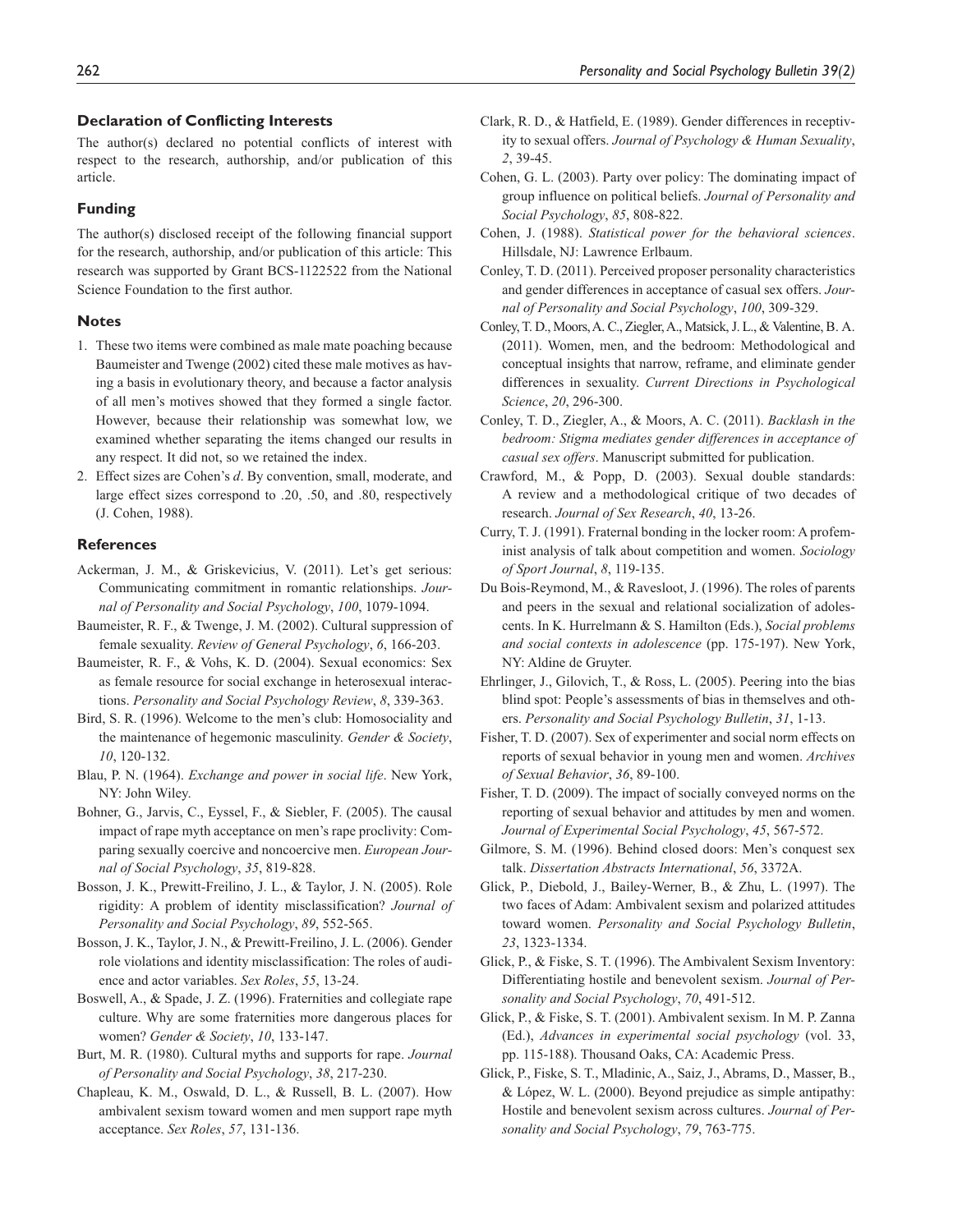### Declaration of Conflicting Interests

The author(s) declared no potential conflicts of interest with respect to the research, authorship, and/or publication of this article.

### Funding

The author(s) disclosed receipt of the following financial support for the research, authorship, and/or publication of this article: This research was supported by Grant BCS-1122522 from the National Science Foundation to the first author.

### Notes

1. These two items were combined as male mate poaching because Baumeister and Twenge (2002) cited these male motives as having a basis in evolutionary theory, and because a factor analysis of all men's motives showed that they formed a single factor. However, because their relationship was somewhat low, we examined whether separating the items changed our results in any respect. It did not, so we retained the index.
2. Effect sizes are Cohen's *d*. By convention, small, moderate, and large effect sizes correspond to .20, .50, and .80, respectively (J. Cohen, 1988).

### References

Ackerman, J. M., & Griskevicius, V. (2011). Let's get serious: Communicating commitment in romantic relationships. *Journal of Personality and Social Psychology*, *100*, 1079-1094.

Baumeister, R. F., & Twenge, J. M. (2002). Cultural suppression of female sexuality. *Review of General Psychology*, *6*, 166-203.

Baumeister, R. F., & Vohs, K. D. (2004). Sexual economics: Sex as female resource for social exchange in heterosexual interactions. *Personality and Social Psychology Review*, *8*, 339-363.

Bird, S. R. (1996). Welcome to the men's club: Homosociality and the maintenance of hegemonic masculinity. *Gender & Society*, *10*, 120-132.

Blau, P. N. (1964). *Exchange and power in social life*. New York, NY: John Wiley.

Bohner, G., Jarvis, C., Eyssel, F., & Siebler, F. (2005). The causal impact of rape myth acceptance on men's rape proclivity: Comparing sexually coercive and noncoercive men. *European Journal of Social Psychology*, *35*, 819-828.

Bosson, J. K., Prewitt-Freilino, J. L., & Taylor, J. N. (2005). Role rigidity: A problem of identity misclassification? *Journal of Personality and Social Psychology*, *89*, 552-565.

Bosson, J. K., Taylor, J. N., & Prewitt-Freilino, J. L. (2006). Gender role violations and identity misclassification: The roles of audience and actor variables. *Sex Roles*, *55*, 13-24.

Boswell, A., & Spade, J. Z. (1996). Fraternities and collegiate rape culture. Why are some fraternities more dangerous places for women? *Gender & Society*, *10*, 133-147.

Burt, M. R. (1980). Cultural myths and supports for rape. *Journal of Personality and Social Psychology*, *38*, 217-230.

Chapleau, K. M., Oswald, D. L., & Russell, B. L. (2007). How ambivalent sexism toward women and men support rape myth acceptance. *Sex Roles*, *57*, 131-136.

Clark, R. D., & Hatfield, E. (1989). Gender differences in receptivity to sexual offers. *Journal of Psychology & Human Sexuality*, *2*, 39-45.

Cohen, G. L. (2003). Party over policy: The dominating impact of group influence on political beliefs. *Journal of Personality and Social Psychology*, *85*, 808-822.

Cohen, J. (1988). *Statistical power for the behavioral sciences*. Hillsdale, NJ: Lawrence Erlbaum.

Conley, T. D. (2011). Perceived proposer personality characteristics and gender differences in acceptance of casual sex offers. *Journal of Personality and Social Psychology*, *100*, 309-329.

Conley, T. D., Moors, A. C., Ziegler, A., Matsick, J. L., & Valentine, B. A. (2011). Women, men, and the bedroom: Methodological and conceptual insights that narrow, reframe, and eliminate gender differences in sexuality. *Current Directions in Psychological Science*, *20*, 296-300.

Conley, T. D., Ziegler, A., & Moors, A. C. (2011). *Backlash in the bedroom: Stigma mediates gender differences in acceptance of casual sex offers*. Manuscript submitted for publication.

Crawford, M., & Popp, D. (2003). Sexual double standards: A review and a methodological critique of two decades of research. *Journal of Sex Research*, *40*, 13-26.

Curry, T. J. (1991). Fraternal bonding in the locker room: A profeminist analysis of talk about competition and women. *Sociology of Sport Journal*, *8*, 119-135.

Du Bois-Reymond, M., & Ravesloot, J. (1996). The roles of parents and peers in the sexual and relational socialization of adolescents. In K. Hurrelmann & S. Hamilton (Eds.), *Social problems and social contexts in adolescence* (pp. 175-197). New York, NY: Aldine de Gruyter.

Ehrlinger, J., Gilovich, T., & Ross, L. (2005). Peering into the bias blind spot: People's assessments of bias in themselves and others. *Personality and Social Psychology Bulletin*, *31*, 1-13.

Fisher, T. D. (2007). Sex of experimenter and social norm effects on reports of sexual behavior in young men and women. *Archives of Sexual Behavior*, *36*, 89-100.

Fisher, T. D. (2009). The impact of socially conveyed norms on the reporting of sexual behavior and attitudes by men and women. *Journal of Experimental Social Psychology*, *45*, 567-572.

Gilmore, S. M. (1996). Behind closed doors: Men's conquest sex talk. *Dissertation Abstracts International*, *56*, 3372A.

Glick, P., Diebold, J., Bailey-Werner, B., & Zhu, L. (1997). The two faces of Adam: Ambivalent sexism and polarized attitudes toward women. *Personality and Social Psychology Bulletin*, *23*, 1323-1334.

Glick, P., & Fiske, S. T. (1996). The Ambivalent Sexism Inventory: Differentiating hostile and benevolent sexism. *Journal of Personality and Social Psychology*, *70*, 491-512.

Glick, P., & Fiske, S. T. (2001). Ambivalent sexism. In M. P. Zanna (Ed.), *Advances in experimental social psychology* (vol. 33, pp. 115-188). Thousand Oaks, CA: Academic Press.

Glick, P., Fiske, S. T., Mladinic, A., Saiz, J., Abrams, D., Masser, B., & López, W. L. (2000). Beyond prejudice as simple antipathy: Hostile and benevolent sexism across cultures. *Journal of Personality and Social Psychology*, *79*, 763-775.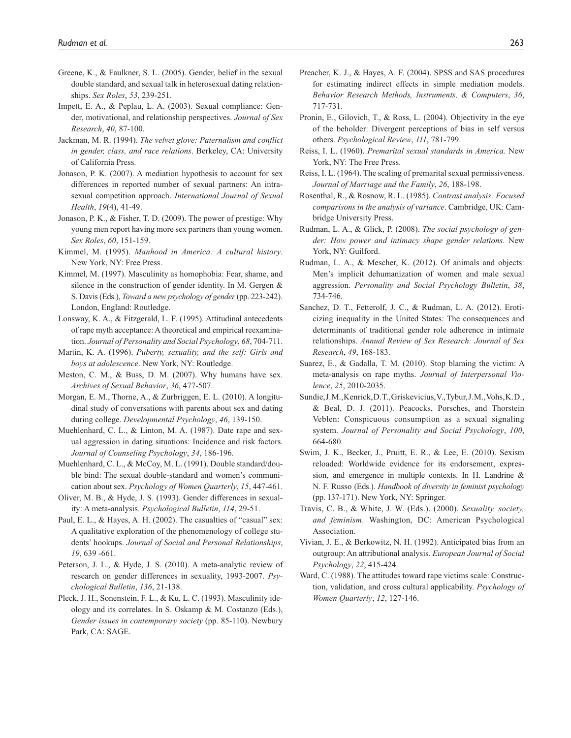Greene, K., & Faulkner, S. L. (2005). Gender, belief in the sexual double standard, and sexual talk in heterosexual dating relationships. *Sex Roles*, *53*, 239-251.

Impett, E. A., & Peplau, L. A. (2003). Sexual compliance: Gender, motivational, and relationship perspectives. *Journal of Sex Research*, *40*, 87-100.

Jackman, M. R. (1994). *The velvet glove: Paternalism and conflict in gender, class, and race relations*. Berkeley, CA: University of California Press.

Jonason, P. K. (2007). A mediation hypothesis to account for sex differences in reported number of sexual partners: An intrasexual competition approach. *International Journal of Sexual Health*, *19*(4), 41-49.

Jonason, P. K., & Fisher, T. D. (2009). The power of prestige: Why young men report having more sex partners than young women. *Sex Roles*, *60*, 151-159.

Kimmel, M. (1995). *Manhood in America: A cultural history*. New York, NY: Free Press.

Kimmel, M. (1997). Masculinity as homophobia: Fear, shame, and silence in the construction of gender identity. In M. Gergen & S. Davis (Eds.), *Toward a new psychology of gender* (pp. 223-242). London, England: Routledge.

Lonsway, K. A., & Fitzgerald, L. F. (1995). Attitudinal antecedents of rape myth acceptance: A theoretical and empirical reexamination. *Journal of Personality and Social Psychology*, *68*, 704-711.

Martin, K. A. (1996). *Puberty, sexuality, and the self: Girls and boys at adolescence*. New York, NY: Routledge.

Meston, C. M., & Buss, D. M. (2007). Why humans have sex. *Archives of Sexual Behavior*, *36*, 477-507.

Morgan, E. M., Thorne, A., & Zurbriggen, E. L. (2010). A longitudinal study of conversations with parents about sex and dating during college. *Developmental Psychology*, *46*, 139-150.

Muehlenhard, C. L., & Linton, M. A. (1987). Date rape and sexual aggression in dating situations: Incidence and risk factors. *Journal of Counseling Psychology*, *34*, 186-196.

Muehlenhard, C. L., & McCoy, M. L. (1991). Double standard/double bind: The sexual double-standard and women's communication about sex. *Psychology of Women Quarterly*, *15*, 447-461.

Oliver, M. B., & Hyde, J. S. (1993). Gender differences in sexuality: A meta-analysis. *Psychological Bulletin*, *114*, 29-51.

Paul, E. L., & Hayes, A. H. (2002). The casualties of "casual" sex: A qualitative exploration of the phenomenology of college students' hookups. *Journal of Social and Personal Relationships*, *19*, 639 -661.

Peterson, J. L., & Hyde, J. S. (2010). A meta-analytic review of research on gender differences in sexuality, 1993-2007. *Psychological Bulletin*, *136*, 21-138.

Pleck, J. H., Sonenstein, F. L., & Ku, L. C. (1993). Masculinity ideology and its correlates. In S. Oskamp & M. Costanzo (Eds.), *Gender issues in contemporary society* (pp. 85-110). Newbury Park, CA: SAGE.

Preacher, K. J., & Hayes, A. F. (2004). SPSS and SAS procedures for estimating indirect effects in simple mediation models. *Behavior Research Methods, Instruments, & Computers*, *36*, 717-731.

Pronin, E., Gilovich, T., & Ross, L. (2004). Objectivity in the eye of the beholder: Divergent perceptions of bias in self versus others. *Psychological Review*, *111*, 781-799.

Reiss, I. L. (1960). *Premarital sexual standards in America*. New York, NY: The Free Press.

Reiss, I. L. (1964). The scaling of premarital sexual permissiveness. *Journal of Marriage and the Family*, *26*, 188-198.

Rosenthal, R., & Rosnow, R. L. (1985). *Contrast analysis: Focused comparisons in the analysis of variance*. Cambridge, UK: Cambridge University Press.

Rudman, L. A., & Glick, P. (2008). *The social psychology of gender: How power and intimacy shape gender relations*. New York, NY: Guilford.

Rudman, L. A., & Mescher, K. (2012). Of animals and objects: Men's implicit dehumanization of women and male sexual aggression. *Personality and Social Psychology Bulletin*, *38*, 734-746.

Sanchez, D. T., Fetterolf, J. C., & Rudman, L. A. (2012). Eroticizing inequality in the United States: The consequences and determinants of traditional gender role adherence in intimate relationships. *Annual Review of Sex Research: Journal of Sex Research*, *49*, 168-183.

Suarez, E., & Gadalla, T. M. (2010). Stop blaming the victim: A meta-analysis on rape myths. *Journal of Interpersonal Violence*, *25*, 2010-2035.

Sundie, J. M., Kenrick, D. T., Griskevicius, V., Tybur, J. M., Vohs, K. D., & Beal, D. J. (2011). Peacocks, Porsches, and Thorstein Veblen: Conspicuous consumption as a sexual signaling system. *Journal of Personality and Social Psychology*, *100*, 664-680.

Swim, J. K., Becker, J., Pruitt, E. R., & Lee, E. (2010). Sexism reloaded: Worldwide evidence for its endorsement, expression, and emergence in multiple contexts. In H. Landrine & N. F. Russo (Eds.). *Handbook of diversity in feminist psychology* (pp. 137-171). New York, NY: Springer.

Travis, C. B., & White, J. W. (Eds.). (2000). *Sexuality, society, and feminism*. Washington, DC: American Psychological Association.

Vivian, J. E., & Berkowitz, N. H. (1992). Anticipated bias from an outgroup: An attributional analysis. *European Journal of Social Psychology*, *22*, 415-424.

Ward, C. (1988). The attitudes toward rape victims scale: Construction, validation, and cross cultural applicability. *Psychology of Women Quarterly*, *12*, 127-146.